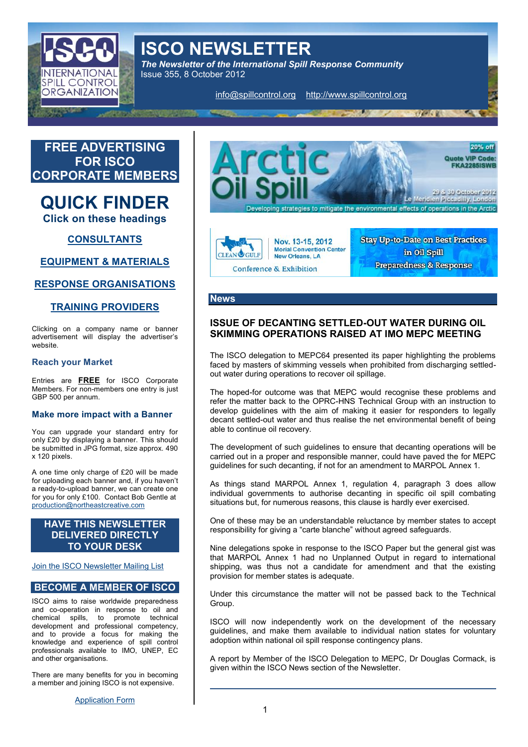# ISCO NEWSLETTER

*The Newsletter of the International Spill Response Community*
Issue 355, 8 October 2012

info@spillcontrol.org http://www.spillcontrol.org

## FREE ADVERTISING FOR ISCO CORPORATE MEMBERS

## QUICK FINDER

**Click on these headings**

**CONSULTANTS**

**EQUIPMENT & MATERIALS**

**RESPONSE ORGANISATIONS**

**TRAINING PROVIDERS**

Clicking on a company name or banner advertisement will display the advertiser's website.

### Reach your Market

Entries are **FREE** for ISCO Corporate Members. For non-members one entry is just GBP 500 per annum.

### Make more impact with a Banner

You can upgrade your standard entry for only £20 by displaying a banner. This should be submitted in JPG format, size approx. 490 x 120 pixels.

A one time only charge of £20 will be made for uploading each banner and, if you haven't a ready-to-upload banner, we can create one for you for only £100. Contact Bob Gentle at production@northeastcreative.com

## HAVE THIS NEWSLETTER DELIVERED DIRECTLY TO YOUR DESK

Join the ISCO Newsletter Mailing List

## BECOME A MEMBER OF ISCO

ISCO aims to raise worldwide preparedness and co-operation in response to oil and chemical spills, to promote technical development and professional competency, and to provide a focus for making the knowledge and experience of spill control professionals available to IMO, UNEP, EC and other organisations.

There are many benefits for you in becoming a member and joining ISCO is not expensive.

Application Form

Arctic Oil Spill — 20% off Quote VIP Code: FKA2285ISWB — 29 & 30 October 2012, Le Meridien Piccadilly, London — Developing strategies to mitigate the environmental effects of operations in the Arctic

CLEAN GULF — Nov. 13-15, 2012, Morial Convention Center, New Orleans, LA — Conference & Exhibition — Stay Up-to-Date on Best Practices in Oil Spill Preparedness & Response

## News

### ISSUE OF DECANTING SETTLED-OUT WATER DURING OIL SKIMMING OPERATIONS RAISED AT IMO MEPC MEETING

The ISCO delegation to MEPC64 presented its paper highlighting the problems faced by masters of skimming vessels when prohibited from discharging settled-out water during operations to recover oil spillage.

The hoped-for outcome was that MEPC would recognise these problems and refer the matter back to the OPRC-HNS Technical Group with an instruction to develop guidelines with the aim of making it easier for responders to legally decant settled-out water and thus realise the net environmental benefit of being able to continue oil recovery.

The development of such guidelines to ensure that decanting operations will be carried out in a proper and responsible manner, could have paved the for MEPC guidelines for such decanting, if not for an amendment to MARPOL Annex 1.

As things stand MARPOL Annex 1, regulation 4, paragraph 3 does allow individual governments to authorise decanting in specific oil spill combating situations but, for numerous reasons, this clause is hardly ever exercised.

One of these may be an understandable reluctance by member states to accept responsibility for giving a "carte blanche" without agreed safeguards.

Nine delegations spoke in response to the ISCO Paper but the general gist was that MARPOL Annex 1 had no Unplanned Output in regard to international shipping, was thus not a candidate for amendment and that the existing provision for member states is adequate.

Under this circumstance the matter will not be passed back to the Technical Group.

ISCO will now independently work on the development of the necessary guidelines, and make them available to individual nation states for voluntary adoption within national oil spill response contingency plans.

A report by Member of the ISCO Delegation to MEPC, Dr Douglas Cormack, is given within the ISCO News section of the Newsletter.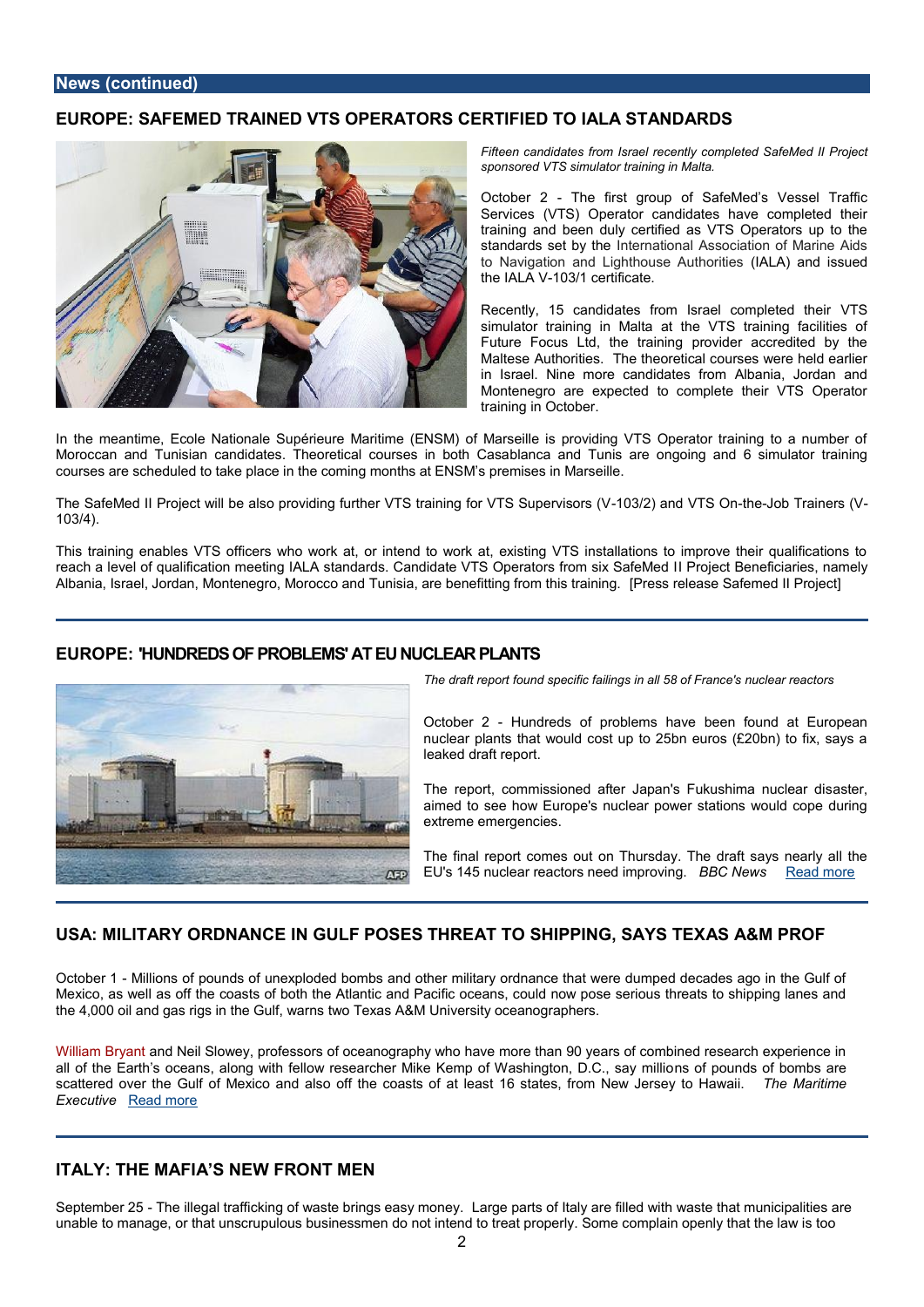## News (continued)

## EUROPE: SAFEMED TRAINED VTS OPERATORS CERTIFIED TO IALA STANDARDS

*Fifteen candidates from Israel recently completed SafeMed II Project sponsored VTS simulator training in Malta.*

October 2 - The first group of SafeMed's Vessel Traffic Services (VTS) Operator candidates have completed their training and been duly certified as VTS Operators up to the standards set by the International Association of Marine Aids to Navigation and Lighthouse Authorities (IALA) and issued the IALA V-103/1 certificate.

Recently, 15 candidates from Israel completed their VTS simulator training in Malta at the VTS training facilities of Future Focus Ltd, the training provider accredited by the Maltese Authorities. The theoretical courses were held earlier in Israel. Nine more candidates from Albania, Jordan and Montenegro are expected to complete their VTS Operator training in October.

In the meantime, Ecole Nationale Supérieure Maritime (ENSM) of Marseille is providing VTS Operator training to a number of Moroccan and Tunisian candidates. Theoretical courses in both Casablanca and Tunis are ongoing and 6 simulator training courses are scheduled to take place in the coming months at ENSM's premises in Marseille.

The SafeMed II Project will be also providing further VTS training for VTS Supervisors (V-103/2) and VTS On-the-Job Trainers (V-103/4).

This training enables VTS officers who work at, or intend to work at, existing VTS installations to improve their qualifications to reach a level of qualification meeting IALA standards. Candidate VTS Operators from six SafeMed II Project Beneficiaries, namely Albania, Israel, Jordan, Montenegro, Morocco and Tunisia, are benefitting from this training. [Press release Safemed II Project]

---

## EUROPE: 'HUNDREDS OF PROBLEMS' AT EU NUCLEAR PLANTS

*The draft report found specific failings in all 58 of France's nuclear reactors*

October 2 - Hundreds of problems have been found at European nuclear plants that would cost up to 25bn euros (£20bn) to fix, says a leaked draft report.

The report, commissioned after Japan's Fukushima nuclear disaster, aimed to see how Europe's nuclear power stations would cope during extreme emergencies.

The final report comes out on Thursday. The draft says nearly all the EU's 145 nuclear reactors need improving. *BBC News* Read more

---

## USA: MILITARY ORDNANCE IN GULF POSES THREAT TO SHIPPING, SAYS TEXAS A&M PROF

October 1 - Millions of pounds of unexploded bombs and other military ordnance that were dumped decades ago in the Gulf of Mexico, as well as off the coasts of both the Atlantic and Pacific oceans, could now pose serious threats to shipping lanes and the 4,000 oil and gas rigs in the Gulf, warns two Texas A&M University oceanographers.

William Bryant and Neil Slowey, professors of oceanography who have more than 90 years of combined research experience in all of the Earth's oceans, along with fellow researcher Mike Kemp of Washington, D.C., say millions of pounds of bombs are scattered over the Gulf of Mexico and also off the coasts of at least 16 states, from New Jersey to Hawaii. *The Maritime Executive* Read more

---

## ITALY: THE MAFIA'S NEW FRONT MEN

September 25 - The illegal trafficking of waste brings easy money. Large parts of Italy are filled with waste that municipalities are unable to manage, or that unscrupulous businessmen do not intend to treat properly. Some complain openly that the law is too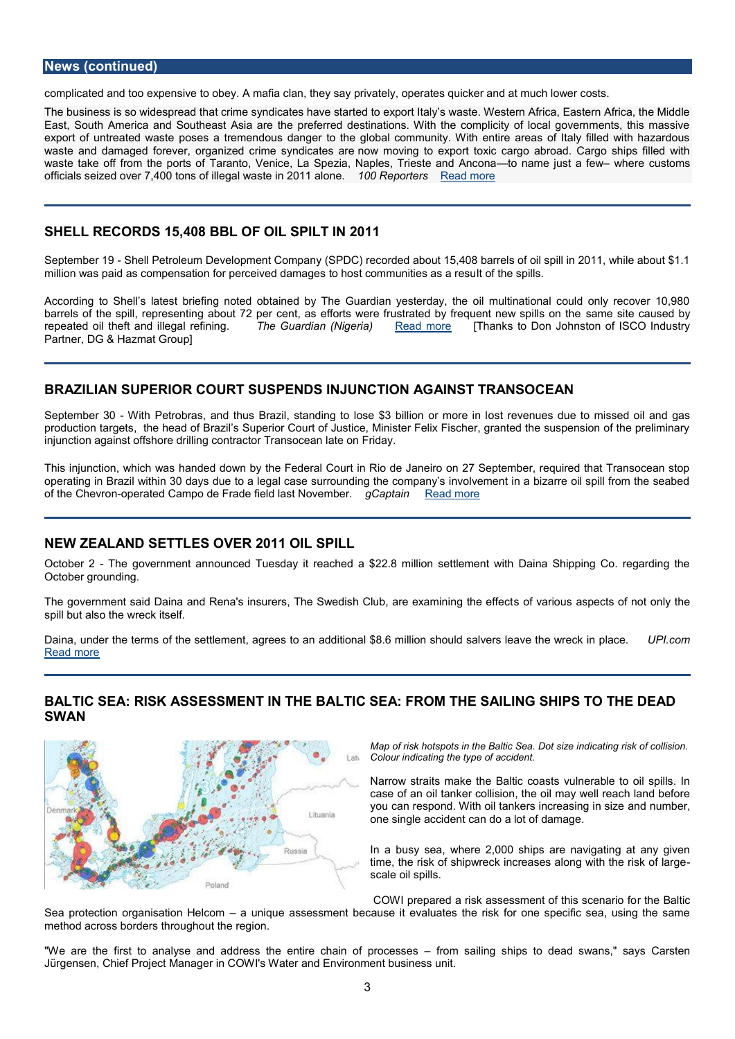## News (continued)

complicated and too expensive to obey. A mafia clan, they say privately, operates quicker and at much lower costs.

The business is so widespread that crime syndicates have started to export Italy's waste. Western Africa, Eastern Africa, the Middle East, South America and Southeast Asia are the preferred destinations. With the complicity of local governments, this massive export of untreated waste poses a tremendous danger to the global community. With entire areas of Italy filled with hazardous waste and damaged forever, organized crime syndicates are now moving to export toxic cargo abroad. Cargo ships filled with waste take off from the ports of Taranto, Venice, La Spezia, Naples, Trieste and Ancona—to name just a few– where customs officials seized over 7,400 tons of illegal waste in 2011 alone. *100 Reporters* Read more

---

## SHELL RECORDS 15,408 BBL OF OIL SPILT IN 2011

September 19 - Shell Petroleum Development Company (SPDC) recorded about 15,408 barrels of oil spill in 2011, while about $1.1 million was paid as compensation for perceived damages to host communities as a result of the spills.

According to Shell's latest briefing noted obtained by The Guardian yesterday, the oil multinational could only recover 10,980 barrels of the spill, representing about 72 per cent, as efforts were frustrated by frequent new spills on the same site caused by repeated oil theft and illegal refining. *The Guardian (Nigeria)* Read more [Thanks to Don Johnston of ISCO Industry Partner, DG & Hazmat Group]

---

## BRAZILIAN SUPERIOR COURT SUSPENDS INJUNCTION AGAINST TRANSOCEAN

September 30 - With Petrobras, and thus Brazil, standing to lose $3 billion or more in lost revenues due to missed oil and gas production targets, the head of Brazil's Superior Court of Justice, Minister Felix Fischer, granted the suspension of the preliminary injunction against offshore drilling contractor Transocean late on Friday.

This injunction, which was handed down by the Federal Court in Rio de Janeiro on 27 September, required that Transocean stop operating in Brazil within 30 days due to a legal case surrounding the company's involvement in a bizarre oil spill from the seabed of the Chevron-operated Campo de Frade field last November. *gCaptain* Read more

---

## NEW ZEALAND SETTLES OVER 2011 OIL SPILL

October 2 - The government announced Tuesday it reached a $22.8 million settlement with Daina Shipping Co. regarding the October grounding.

The government said Daina and Rena's insurers, The Swedish Club, are examining the effects of various aspects of not only the spill but also the wreck itself.

Daina, under the terms of the settlement, agrees to an additional $8.6 million should salvers leave the wreck in place. *UPI.com* Read more

---

## BALTIC SEA: RISK ASSESSMENT IN THE BALTIC SEA: FROM THE SAILING SHIPS TO THE DEAD SWAN

*Map of risk hotspots in the Baltic Sea. Dot size indicating risk of collision. Colour indicating the type of accident.*

Narrow straits make the Baltic coasts vulnerable to oil spills. In case of an oil tanker collision, the oil may well reach land before you can respond. With oil tankers increasing in size and number, one single accident can do a lot of damage.

In a busy sea, where 2,000 ships are navigating at any given time, the risk of shipwreck increases along with the risk of large-scale oil spills.

COWI prepared a risk assessment of this scenario for the Baltic Sea protection organisation Helcom – a unique assessment because it evaluates the risk for one specific sea, using the same method across borders throughout the region.

"We are the first to analyse and address the entire chain of processes – from sailing ships to dead swans," says Carsten Jürgensen, Chief Project Manager in COWI's Water and Environment business unit.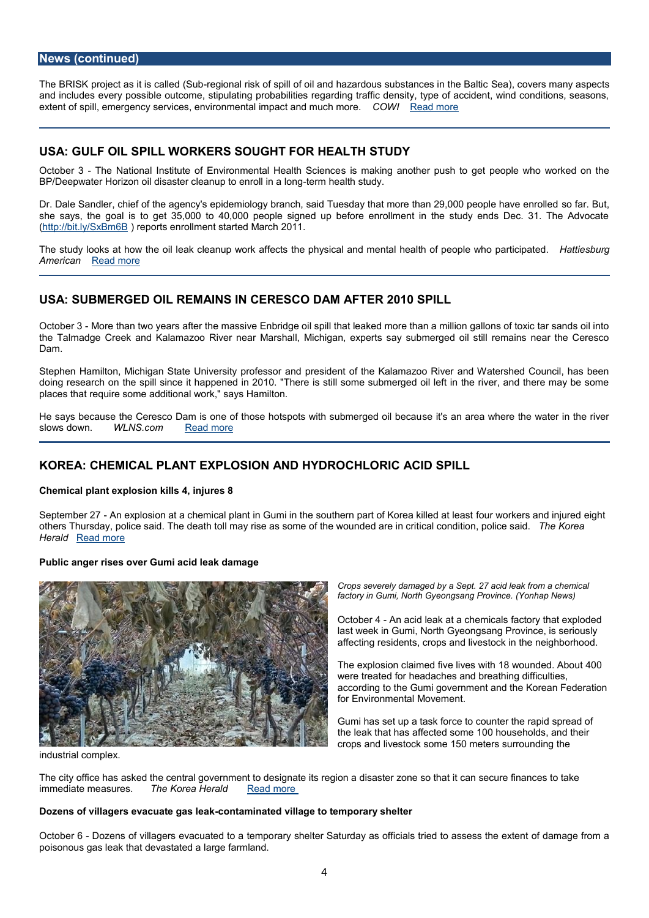## News (continued)

The BRISK project as it is called (Sub-regional risk of spill of oil and hazardous substances in the Baltic Sea), covers many aspects and includes every possible outcome, stipulating probabilities regarding traffic density, type of accident, wind conditions, seasons, extent of spill, emergency services, environmental impact and much more. *COWI* Read more

---

## USA: GULF OIL SPILL WORKERS SOUGHT FOR HEALTH STUDY

October 3 - The National Institute of Environmental Health Sciences is making another push to get people who worked on the BP/Deepwater Horizon oil disaster cleanup to enroll in a long-term health study.

Dr. Dale Sandler, chief of the agency's epidemiology branch, said Tuesday that more than 29,000 people have enrolled so far. But, she says, the goal is to get 35,000 to 40,000 people signed up before enrollment in the study ends Dec. 31. The Advocate (http://bit.ly/SxBm6B ) reports enrollment started March 2011.

The study looks at how the oil leak cleanup work affects the physical and mental health of people who participated. *Hattiesburg American* Read more

---

## USA: SUBMERGED OIL REMAINS IN CERESCO DAM AFTER 2010 SPILL

October 3 - More than two years after the massive Enbridge oil spill that leaked more than a million gallons of toxic tar sands oil into the Talmadge Creek and Kalamazoo River near Marshall, Michigan, experts say submerged oil still remains near the Ceresco Dam.

Stephen Hamilton, Michigan State University professor and president of the Kalamazoo River and Watershed Council, has been doing research on the spill since it happened in 2010. "There is still some submerged oil left in the river, and there may be some places that require some additional work," says Hamilton.

He says because the Ceresco Dam is one of those hotspots with submerged oil because it's an area where the water in the river slows down. *WLNS.com* Read more

---

## KOREA: CHEMICAL PLANT EXPLOSION AND HYDROCHLORIC ACID SPILL

**Chemical plant explosion kills 4, injures 8**

September 27 - An explosion at a chemical plant in Gumi in the southern part of Korea killed at least four workers and injured eight others Thursday, police said. The death toll may rise as some of the wounded are in critical condition, police said. *The Korea Herald* Read more

**Public anger rises over Gumi acid leak damage**

*Crops severely damaged by a Sept. 27 acid leak from a chemical factory in Gumi, North Gyeongsang Province. (Yonhap News)*

October 4 - An acid leak at a chemicals factory that exploded last week in Gumi, North Gyeongsang Province, is seriously affecting residents, crops and livestock in the neighborhood.

The explosion claimed five lives with 18 wounded. About 400 were treated for headaches and breathing difficulties, according to the Gumi government and the Korean Federation for Environmental Movement.

Gumi has set up a task force to counter the rapid spread of the leak that has affected some 100 households, and their crops and livestock some 150 meters surrounding the industrial complex.

The city office has asked the central government to designate its region a disaster zone so that it can secure finances to take immediate measures. *The Korea Herald* Read more

**Dozens of villagers evacuate gas leak-contaminated village to temporary shelter**

October 6 - Dozens of villagers evacuated to a temporary shelter Saturday as officials tried to assess the extent of damage from a poisonous gas leak that devastated a large farmland.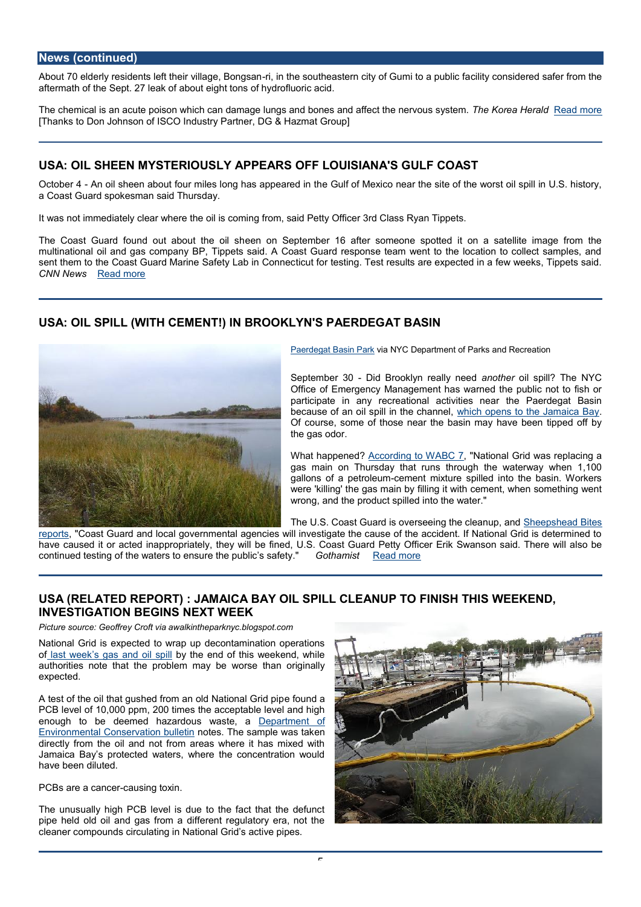## News (continued)

About 70 elderly residents left their village, Bongsan-ri, in the southeastern city of Gumi to a public facility considered safer from the aftermath of the Sept. 27 leak of about eight tons of hydrofluoric acid.

The chemical is an acute poison which can damage lungs and bones and affect the nervous system. *The Korea Herald* Read more [Thanks to Don Johnson of ISCO Industry Partner, DG & Hazmat Group]

## USA: OIL SHEEN MYSTERIOUSLY APPEARS OFF LOUISIANA'S GULF COAST

October 4 - An oil sheen about four miles long has appeared in the Gulf of Mexico near the site of the worst oil spill in U.S. history, a Coast Guard spokesman said Thursday.

It was not immediately clear where the oil is coming from, said Petty Officer 3rd Class Ryan Tippets.

The Coast Guard found out about the oil sheen on September 16 after someone spotted it on a satellite image from the multinational oil and gas company BP, Tippets said. A Coast Guard response team went to the location to collect samples, and sent them to the Coast Guard Marine Safety Lab in Connecticut for testing. Test results are expected in a few weeks, Tippets said. *CNN News* Read more

## USA: OIL SPILL (WITH CEMENT!) IN BROOKLYN'S PAERDEGAT BASIN

Paerdegat Basin Park via NYC Department of Parks and Recreation

September 30 - Did Brooklyn really need *another* oil spill? The NYC Office of Emergency Management has warned the public not to fish or participate in any recreational activities near the Paerdegat Basin because of an oil spill in the channel, which opens to the Jamaica Bay. Of course, some of those near the basin may have been tipped off by the gas odor.

What happened? According to WABC 7, "National Grid was replacing a gas main on Thursday that runs through the waterway when 1,100 gallons of a petroleum-cement mixture spilled into the basin. Workers were 'killing' the gas main by filling it with cement, when something went wrong, and the product spilled into the water."

The U.S. Coast Guard is overseeing the cleanup, and Sheepshead Bites reports, "Coast Guard and local governmental agencies will investigate the cause of the accident. If National Grid is determined to have caused it or acted inappropriately, they will be fined, U.S. Coast Guard Petty Officer Erik Swanson said. There will also be continued testing of the waters to ensure the public's safety." *Gothamist* Read more

## USA (RELATED REPORT) : JAMAICA BAY OIL SPILL CLEANUP TO FINISH THIS WEEKEND, INVESTIGATION BEGINS NEXT WEEK

*Picture source: Geoffrey Croft via awalkintheparknyc.blogspot.com*

National Grid is expected to wrap up decontamination operations of last week's gas and oil spill by the end of this weekend, while authorities note that the problem may be worse than originally expected.

A test of the oil that gushed from an old National Grid pipe found a PCB level of 10,000 ppm, 200 times the acceptable level and high enough to be deemed hazardous waste, a Department of Environmental Conservation bulletin notes. The sample was taken directly from the oil and not from areas where it has mixed with Jamaica Bay's protected waters, where the concentration would have been diluted.

PCBs are a cancer-causing toxin.

The unusually high PCB level is due to the fact that the defunct pipe held old oil and gas from a different regulatory era, not the cleaner compounds circulating in National Grid's active pipes.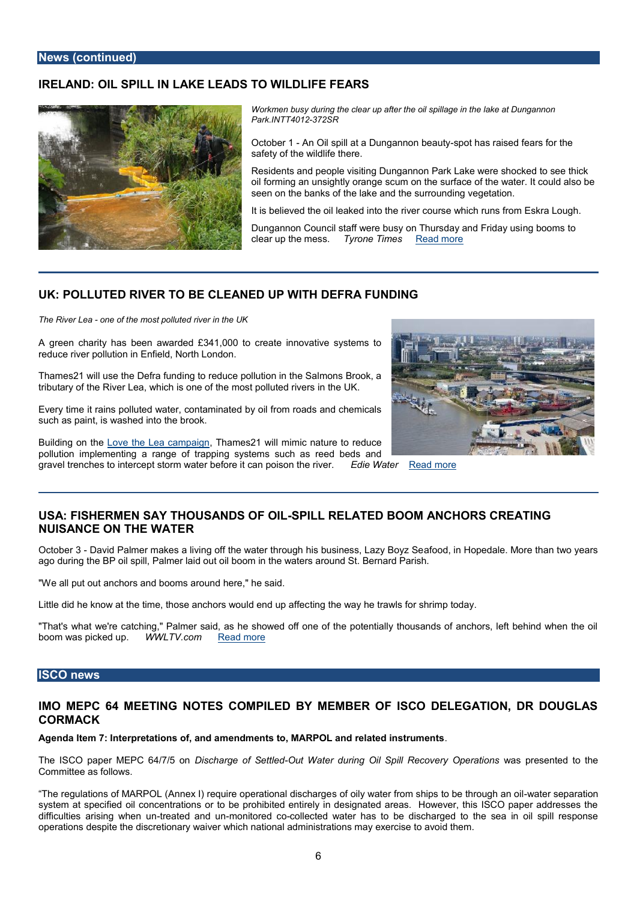## News (continued)

### IRELAND: OIL SPILL IN LAKE LEADS TO WILDLIFE FEARS

*Workmen busy during the clear up after the oil spillage in the lake at Dungannon Park.INTT4012-372SR*

October 1 - An Oil spill at a Dungannon beauty-spot has raised fears for the safety of the wildlife there.

Residents and people visiting Dungannon Park Lake were shocked to see thick oil forming an unsightly orange scum on the surface of the water. It could also be seen on the banks of the lake and the surrounding vegetation.

It is believed the oil leaked into the river course which runs from Eskra Lough.

Dungannon Council staff were busy on Thursday and Friday using booms to clear up the mess. *Tyrone Times* Read more

---

### UK: POLLUTED RIVER TO BE CLEANED UP WITH DEFRA FUNDING

*The River Lea - one of the most polluted river in the UK*

A green charity has been awarded £341,000 to create innovative systems to reduce river pollution in Enfield, North London.

Thames21 will use the Defra funding to reduce pollution in the Salmons Brook, a tributary of the River Lea, which is one of the most polluted rivers in the UK.

Every time it rains polluted water, contaminated by oil from roads and chemicals such as paint, is washed into the brook.

Building on the Love the Lea campaign, Thames21 will mimic nature to reduce pollution implementing a range of trapping systems such as reed beds and gravel trenches to intercept storm water before it can poison the river. *Edie Water* Read more

---

### USA: FISHERMEN SAY THOUSANDS OF OIL-SPILL RELATED BOOM ANCHORS CREATING NUISANCE ON THE WATER

October 3 - David Palmer makes a living off the water through his business, Lazy Boyz Seafood, in Hopedale. More than two years ago during the BP oil spill, Palmer laid out oil boom in the waters around St. Bernard Parish.

"We all put out anchors and booms around here," he said.

Little did he know at the time, those anchors would end up affecting the way he trawls for shrimp today.

"That's what we're catching," Palmer said, as he showed off one of the potentially thousands of anchors, left behind when the oil boom was picked up. *WWLTV.com* Read more

## ISCO news

### IMO MEPC 64 MEETING NOTES COMPILED BY MEMBER OF ISCO DELEGATION, DR DOUGLAS CORMACK

**Agenda Item 7: Interpretations of, and amendments to, MARPOL and related instruments**.

The ISCO paper MEPC 64/7/5 on *Discharge of Settled-Out Water during Oil Spill Recovery Operations* was presented to the Committee as follows.

"The regulations of MARPOL (Annex I) require operational discharges of oily water from ships to be through an oil-water separation system at specified oil concentrations or to be prohibited entirely in designated areas. However, this ISCO paper addresses the difficulties arising when un-treated and un-monitored co-collected water has to be discharged to the sea in oil spill response operations despite the discretionary waiver which national administrations may exercise to avoid them.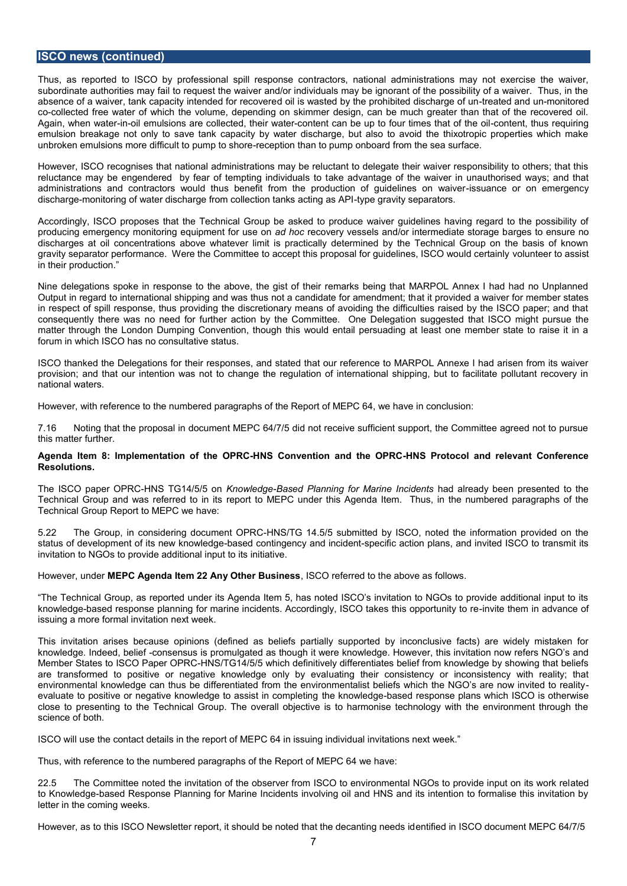## ISCO news (continued)

Thus, as reported to ISCO by professional spill response contractors, national administrations may not exercise the waiver, subordinate authorities may fail to request the waiver and/or individuals may be ignorant of the possibility of a waiver. Thus, in the absence of a waiver, tank capacity intended for recovered oil is wasted by the prohibited discharge of un-treated and un-monitored co-collected free water of which the volume, depending on skimmer design, can be much greater than that of the recovered oil. Again, when water-in-oil emulsions are collected, their water-content can be up to four times that of the oil-content, thus requiring emulsion breakage not only to save tank capacity by water discharge, but also to avoid the thixotropic properties which make unbroken emulsions more difficult to pump to shore-reception than to pump onboard from the sea surface.

However, ISCO recognises that national administrations may be reluctant to delegate their waiver responsibility to others; that this reluctance may be engendered by fear of tempting individuals to take advantage of the waiver in unauthorised ways; and that administrations and contractors would thus benefit from the production of guidelines on waiver-issuance or on emergency discharge-monitoring of water discharge from collection tanks acting as API-type gravity separators.

Accordingly, ISCO proposes that the Technical Group be asked to produce waiver guidelines having regard to the possibility of producing emergency monitoring equipment for use on *ad hoc* recovery vessels and/or intermediate storage barges to ensure no discharges at oil concentrations above whatever limit is practically determined by the Technical Group on the basis of known gravity separator performance. Were the Committee to accept this proposal for guidelines, ISCO would certainly volunteer to assist in their production."

Nine delegations spoke in response to the above, the gist of their remarks being that MARPOL Annex I had had no Unplanned Output in regard to international shipping and was thus not a candidate for amendment; that it provided a waiver for member states in respect of spill response, thus providing the discretionary means of avoiding the difficulties raised by the ISCO paper; and that consequently there was no need for further action by the Committee. One Delegation suggested that ISCO might pursue the matter through the London Dumping Convention, though this would entail persuading at least one member state to raise it in a forum in which ISCO has no consultative status.

ISCO thanked the Delegations for their responses, and stated that our reference to MARPOL Annexe I had arisen from its waiver provision; and that our intention was not to change the regulation of international shipping, but to facilitate pollutant recovery in national waters.

However, with reference to the numbered paragraphs of the Report of MEPC 64, we have in conclusion:

7.16 Noting that the proposal in document MEPC 64/7/5 did not receive sufficient support, the Committee agreed not to pursue this matter further.

**Agenda Item 8: Implementation of the OPRC-HNS Convention and the OPRC-HNS Protocol and relevant Conference Resolutions.**

The ISCO paper OPRC-HNS TG14/5/5 on *Knowledge-Based Planning for Marine Incidents* had already been presented to the Technical Group and was referred to in its report to MEPC under this Agenda Item. Thus, in the numbered paragraphs of the Technical Group Report to MEPC we have:

5.22 The Group, in considering document OPRC-HNS/TG 14.5/5 submitted by ISCO, noted the information provided on the status of development of its new knowledge-based contingency and incident-specific action plans, and invited ISCO to transmit its invitation to NGOs to provide additional input to its initiative.

However, under **MEPC Agenda Item 22 Any Other Business**, ISCO referred to the above as follows.

"The Technical Group, as reported under its Agenda Item 5, has noted ISCO's invitation to NGOs to provide additional input to its knowledge-based response planning for marine incidents. Accordingly, ISCO takes this opportunity to re-invite them in advance of issuing a more formal invitation next week.

This invitation arises because opinions (defined as beliefs partially supported by inconclusive facts) are widely mistaken for knowledge. Indeed, belief -consensus is promulgated as though it were knowledge. However, this invitation now refers NGO's and Member States to ISCO Paper OPRC-HNS/TG14/5/5 which definitively differentiates belief from knowledge by showing that beliefs are transformed to positive or negative knowledge only by evaluating their consistency or inconsistency with reality; that environmental knowledge can thus be differentiated from the environmentalist beliefs which the NGO's are now invited to reality-evaluate to positive or negative knowledge to assist in completing the knowledge-based response plans which ISCO is otherwise close to presenting to the Technical Group. The overall objective is to harmonise technology with the environment through the science of both.

ISCO will use the contact details in the report of MEPC 64 in issuing individual invitations next week."

Thus, with reference to the numbered paragraphs of the Report of MEPC 64 we have:

22.5 The Committee noted the invitation of the observer from ISCO to environmental NGOs to provide input on its work related to Knowledge-based Response Planning for Marine Incidents involving oil and HNS and its intention to formalise this invitation by letter in the coming weeks.

However, as to this ISCO Newsletter report, it should be noted that the decanting needs identified in ISCO document MEPC 64/7/5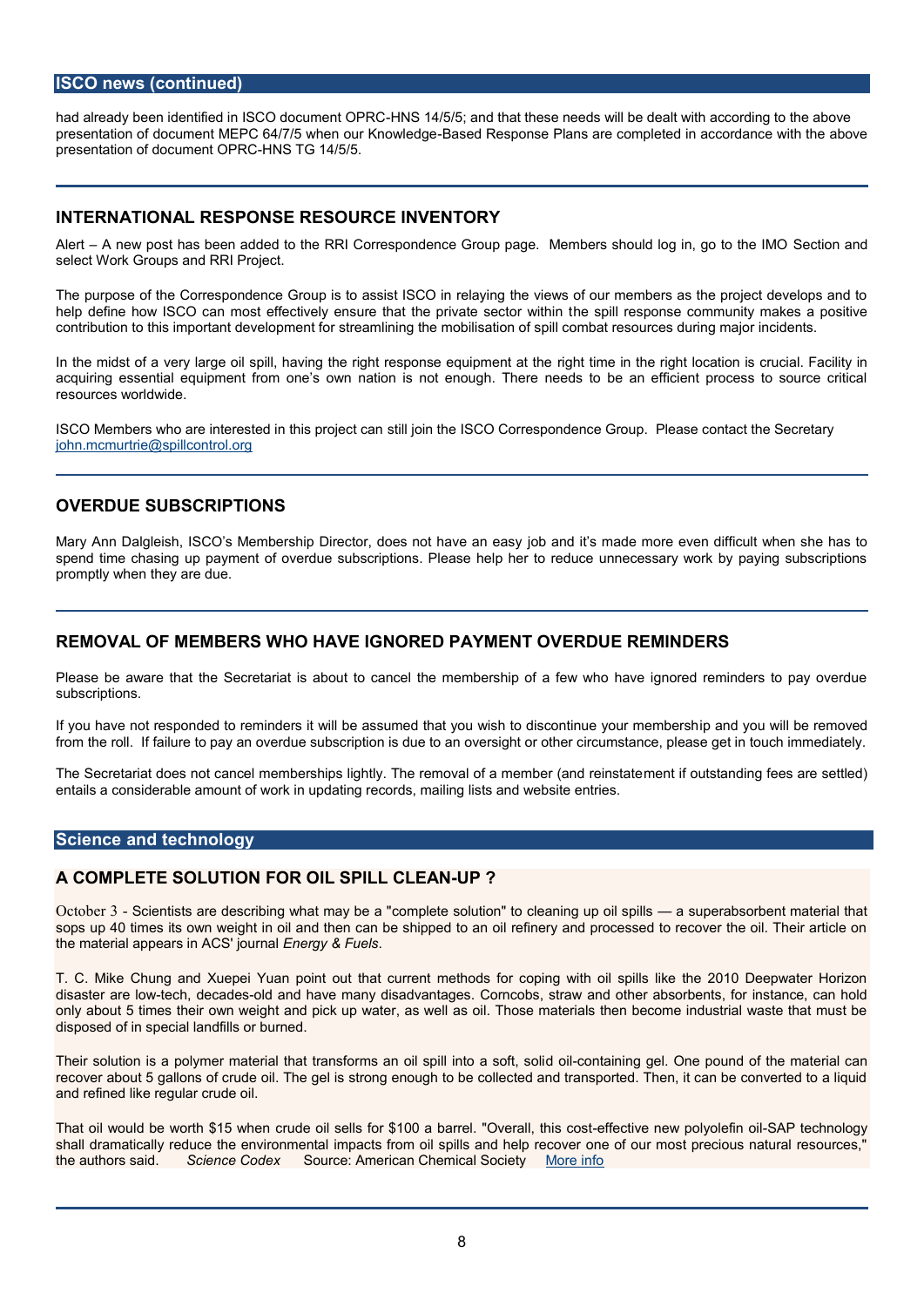## ISCO news (continued)

had already been identified in ISCO document OPRC-HNS 14/5/5; and that these needs will be dealt with according to the above presentation of document MEPC 64/7/5 when our Knowledge-Based Response Plans are completed in accordance with the above presentation of document OPRC-HNS TG 14/5/5.

### INTERNATIONAL RESPONSE RESOURCE INVENTORY

Alert – A new post has been added to the RRI Correspondence Group page. Members should log in, go to the IMO Section and select Work Groups and RRI Project.

The purpose of the Correspondence Group is to assist ISCO in relaying the views of our members as the project develops and to help define how ISCO can most effectively ensure that the private sector within the spill response community makes a positive contribution to this important development for streamlining the mobilisation of spill combat resources during major incidents.

In the midst of a very large oil spill, having the right response equipment at the right time in the right location is crucial. Facility in acquiring essential equipment from one's own nation is not enough. There needs to be an efficient process to source critical resources worldwide.

ISCO Members who are interested in this project can still join the ISCO Correspondence Group. Please contact the Secretary john.mcmurtrie@spillcontrol.org

### OVERDUE SUBSCRIPTIONS

Mary Ann Dalgleish, ISCO's Membership Director, does not have an easy job and it's made more even difficult when she has to spend time chasing up payment of overdue subscriptions. Please help her to reduce unnecessary work by paying subscriptions promptly when they are due.

### REMOVAL OF MEMBERS WHO HAVE IGNORED PAYMENT OVERDUE REMINDERS

Please be aware that the Secretariat is about to cancel the membership of a few who have ignored reminders to pay overdue subscriptions.

If you have not responded to reminders it will be assumed that you wish to discontinue your membership and you will be removed from the roll. If failure to pay an overdue subscription is due to an oversight or other circumstance, please get in touch immediately.

The Secretariat does not cancel memberships lightly. The removal of a member (and reinstatement if outstanding fees are settled) entails a considerable amount of work in updating records, mailing lists and website entries.

## Science and technology

### A COMPLETE SOLUTION FOR OIL SPILL CLEAN-UP ?

October 3 - Scientists are describing what may be a "complete solution" to cleaning up oil spills — a superabsorbent material that sops up 40 times its own weight in oil and then can be shipped to an oil refinery and processed to recover the oil. Their article on the material appears in ACS' journal *Energy & Fuels*.

T. C. Mike Chung and Xuepei Yuan point out that current methods for coping with oil spills like the 2010 Deepwater Horizon disaster are low-tech, decades-old and have many disadvantages. Corncobs, straw and other absorbents, for instance, can hold only about 5 times their own weight and pick up water, as well as oil. Those materials then become industrial waste that must be disposed of in special landfills or burned.

Their solution is a polymer material that transforms an oil spill into a soft, solid oil-containing gel. One pound of the material can recover about 5 gallons of crude oil. The gel is strong enough to be collected and transported. Then, it can be converted to a liquid and refined like regular crude oil.

That oil would be worth $15 when crude oil sells for $100 a barrel. "Overall, this cost-effective new polyolefin oil-SAP technology shall dramatically reduce the environmental impacts from oil spills and help recover one of our most precious natural resources," the authors said. *Science Codex* Source: American Chemical Society More info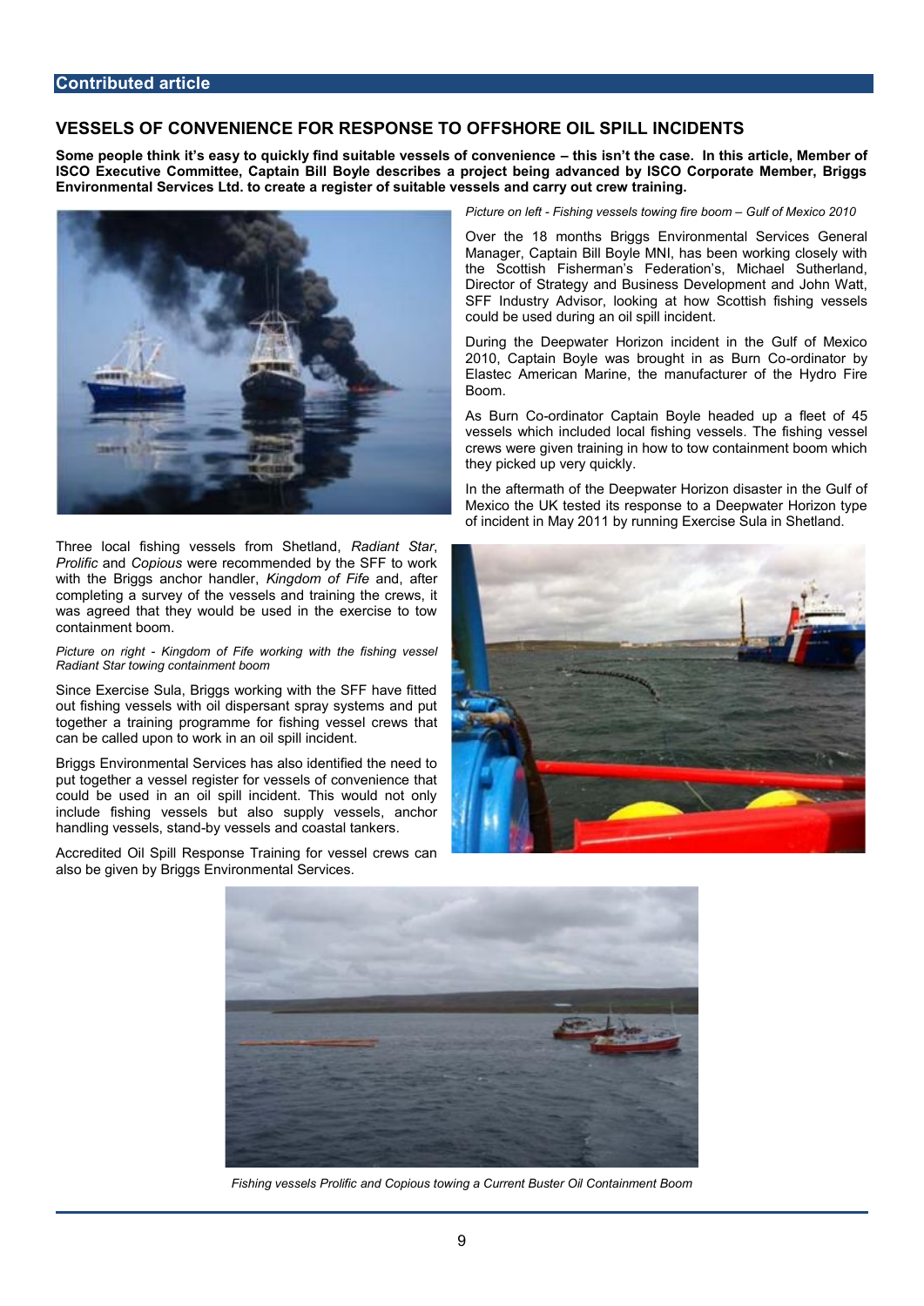Contributed article

## VESSELS OF CONVENIENCE FOR RESPONSE TO OFFSHORE OIL SPILL INCIDENTS

**Some people think it's easy to quickly find suitable vessels of convenience – this isn't the case. In this article, Member of ISCO Executive Committee, Captain Bill Boyle describes a project being advanced by ISCO Corporate Member, Briggs Environmental Services Ltd. to create a register of suitable vessels and carry out crew training.**

*Picture on left - Fishing vessels towing fire boom – Gulf of Mexico 2010*

Over the 18 months Briggs Environmental Services General Manager, Captain Bill Boyle MNI, has been working closely with the Scottish Fisherman's Federation's, Michael Sutherland, Director of Strategy and Business Development and John Watt, SFF Industry Advisor, looking at how Scottish fishing vessels could be used during an oil spill incident.

During the Deepwater Horizon incident in the Gulf of Mexico 2010, Captain Boyle was brought in as Burn Co-ordinator by Elastec American Marine, the manufacturer of the Hydro Fire Boom.

As Burn Co-ordinator Captain Boyle headed up a fleet of 45 vessels which included local fishing vessels. The fishing vessel crews were given training in how to tow containment boom which they picked up very quickly.

In the aftermath of the Deepwater Horizon disaster in the Gulf of Mexico the UK tested its response to a Deepwater Horizon type of incident in May 2011 by running Exercise Sula in Shetland.

Three local fishing vessels from Shetland, *Radiant Star*, *Prolific* and *Copious* were recommended by the SFF to work with the Briggs anchor handler, *Kingdom of Fife* and, after completing a survey of the vessels and training the crews, it was agreed that they would be used in the exercise to tow containment boom.

*Picture on right - Kingdom of Fife working with the fishing vessel Radiant Star towing containment boom*

Since Exercise Sula, Briggs working with the SFF have fitted out fishing vessels with oil dispersant spray systems and put together a training programme for fishing vessel crews that can be called upon to work in an oil spill incident.

Briggs Environmental Services has also identified the need to put together a vessel register for vessels of convenience that could be used in an oil spill incident. This would not only include fishing vessels but also supply vessels, anchor handling vessels, stand-by vessels and coastal tankers.

Accredited Oil Spill Response Training for vessel crews can also be given by Briggs Environmental Services.

*Fishing vessels Prolific and Copious towing a Current Buster Oil Containment Boom*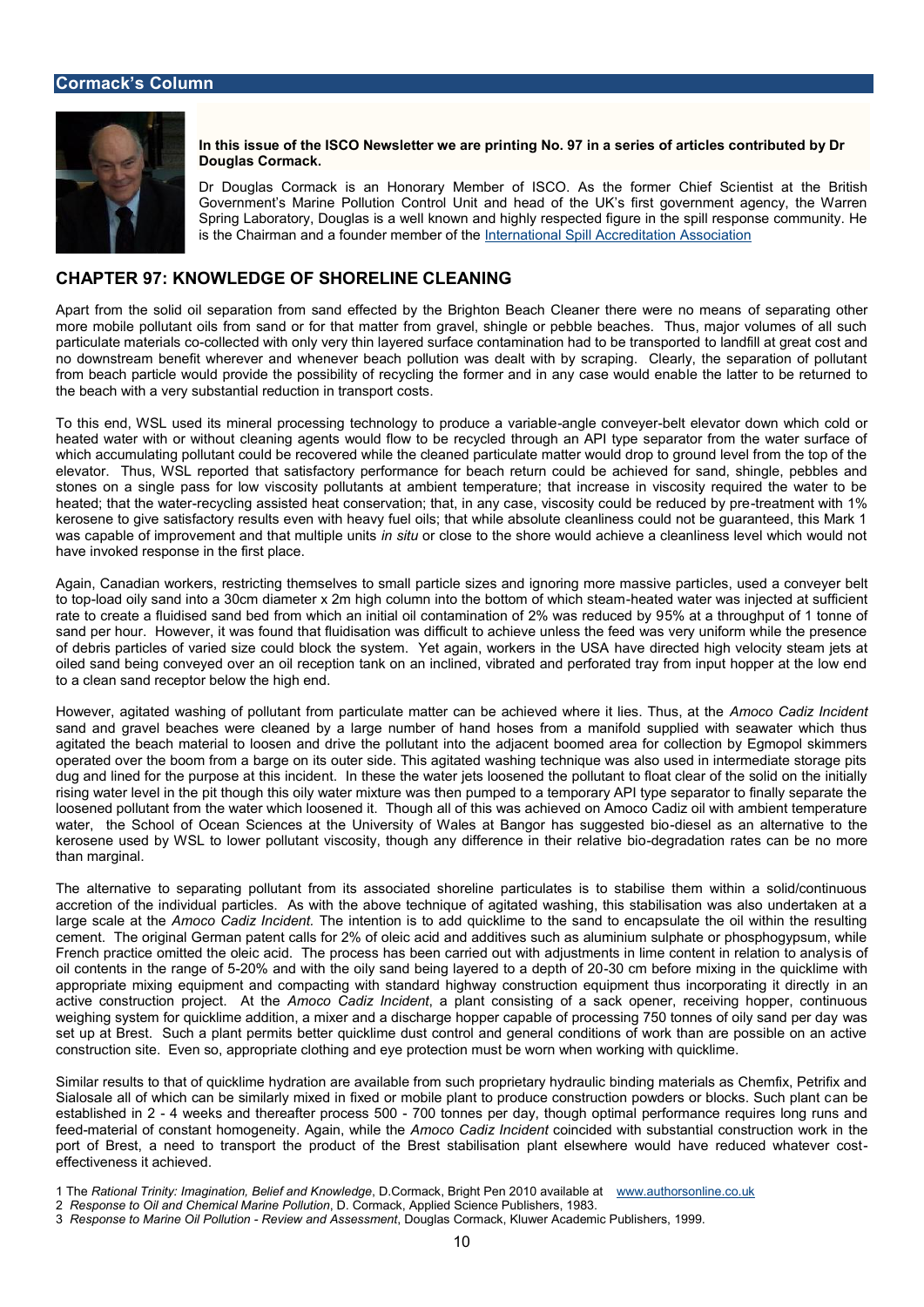## Cormack's Column

**In this issue of the ISCO Newsletter we are printing No. 97 in a series of articles contributed by Dr Douglas Cormack.**

Dr Douglas Cormack is an Honorary Member of ISCO. As the former Chief Scientist at the British Government's Marine Pollution Control Unit and head of the UK's first government agency, the Warren Spring Laboratory, Douglas is a well known and highly respected figure in the spill response community. He is the Chairman and a founder member of the International Spill Accreditation Association

# CHAPTER 97: KNOWLEDGE OF SHORELINE CLEANING

Apart from the solid oil separation from sand effected by the Brighton Beach Cleaner there were no means of separating other more mobile pollutant oils from sand or for that matter from gravel, shingle or pebble beaches. Thus, major volumes of all such particulate materials co-collected with only very thin layered surface contamination had to be transported to landfill at great cost and no downstream benefit wherever and whenever beach pollution was dealt with by scraping. Clearly, the separation of pollutant from beach particle would provide the possibility of recycling the former and in any case would enable the latter to be returned to the beach with a very substantial reduction in transport costs.

To this end, WSL used its mineral processing technology to produce a variable-angle conveyer-belt elevator down which cold or heated water with or without cleaning agents would flow to be recycled through an API type separator from the water surface of which accumulating pollutant could be recovered while the cleaned particulate matter would drop to ground level from the top of the elevator. Thus, WSL reported that satisfactory performance for beach return could be achieved for sand, shingle, pebbles and stones on a single pass for low viscosity pollutants at ambient temperature; that increase in viscosity required the water to be heated; that the water-recycling assisted heat conservation; that, in any case, viscosity could be reduced by pre-treatment with 1% kerosene to give satisfactory results even with heavy fuel oils; that while absolute cleanliness could not be guaranteed, this Mark 1 was capable of improvement and that multiple units *in situ* or close to the shore would achieve a cleanliness level which would not have invoked response in the first place.

Again, Canadian workers, restricting themselves to small particle sizes and ignoring more massive particles, used a conveyer belt to top-load oily sand into a 30cm diameter x 2m high column into the bottom of which steam-heated water was injected at sufficient rate to create a fluidised sand bed from which an initial oil contamination of 2% was reduced by 95% at a throughput of 1 tonne of sand per hour. However, it was found that fluidisation was difficult to achieve unless the feed was very uniform while the presence of debris particles of varied size could block the system. Yet again, workers in the USA have directed high velocity steam jets at oiled sand being conveyed over an oil reception tank on an inclined, vibrated and perforated tray from input hopper at the low end to a clean sand receptor below the high end.

However, agitated washing of pollutant from particulate matter can be achieved where it lies. Thus, at the *Amoco Cadiz Incident* sand and gravel beaches were cleaned by a large number of hand hoses from a manifold supplied with seawater which thus agitated the beach material to loosen and drive the pollutant into the adjacent boomed area for collection by Egmopol skimmers operated over the boom from a barge on its outer side. This agitated washing technique was also used in intermediate storage pits dug and lined for the purpose at this incident. In these the water jets loosened the pollutant to float clear of the solid on the initially rising water level in the pit though this oily water mixture was then pumped to a temporary API type separator to finally separate the loosened pollutant from the water which loosened it. Though all of this was achieved on Amoco Cadiz oil with ambient temperature water, the School of Ocean Sciences at the University of Wales at Bangor has suggested bio-diesel as an alternative to the kerosene used by WSL to lower pollutant viscosity, though any difference in their relative bio-degradation rates can be no more than marginal.

The alternative to separating pollutant from its associated shoreline particulates is to stabilise them within a solid/continuous accretion of the individual particles. As with the above technique of agitated washing, this stabilisation was also undertaken at a large scale at the *Amoco Cadiz Incident.* The intention is to add quicklime to the sand to encapsulate the oil within the resulting cement. The original German patent calls for 2% of oleic acid and additives such as aluminium sulphate or phosphogypsum, while French practice omitted the oleic acid. The process has been carried out with adjustments in lime content in relation to analysis of oil contents in the range of 5-20% and with the oily sand being layered to a depth of 20-30 cm before mixing in the quicklime with appropriate mixing equipment and compacting with standard highway construction equipment thus incorporating it directly in an active construction project. At the *Amoco Cadiz Incident*, a plant consisting of a sack opener, receiving hopper, continuous weighing system for quicklime addition, a mixer and a discharge hopper capable of processing 750 tonnes of oily sand per day was set up at Brest. Such a plant permits better quicklime dust control and general conditions of work than are possible on an active construction site. Even so, appropriate clothing and eye protection must be worn when working with quicklime.

Similar results to that of quicklime hydration are available from such proprietary hydraulic binding materials as Chemfix, Petrifix and Sialosale all of which can be similarly mixed in fixed or mobile plant to produce construction powders or blocks. Such plant can be established in 2 - 4 weeks and thereafter process 500 - 700 tonnes per day, though optimal performance requires long runs and feed-material of constant homogeneity. Again, while the *Amoco Cadiz Incident* coincided with substantial construction work in the port of Brest, a need to transport the product of the Brest stabilisation plant elsewhere would have reduced whatever cost-effectiveness it achieved.

1 The *Rational Trinity: Imagination, Belief and Knowledge*, D.Cormack, Bright Pen 2010 available at www.authorsonline.co.uk
2 *Response to Oil and Chemical Marine Pollution*, D. Cormack, Applied Science Publishers, 1983.
3 *Response to Marine Oil Pollution - Review and Assessment*, Douglas Cormack, Kluwer Academic Publishers, 1999.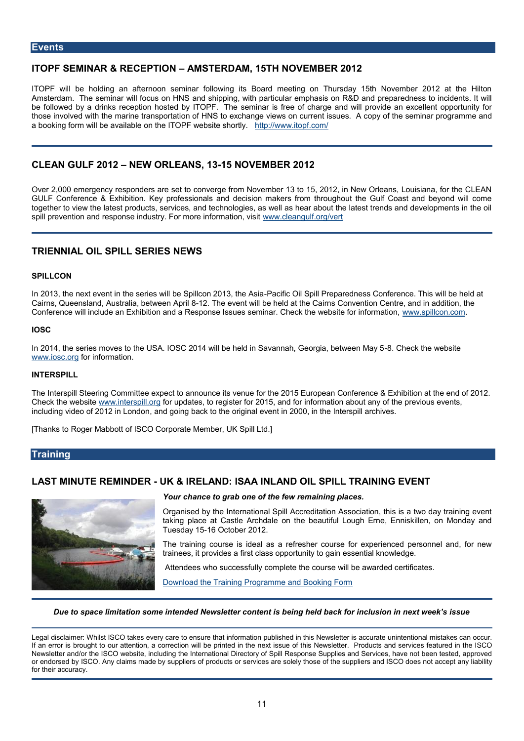## Events

### ITOPF SEMINAR & RECEPTION – AMSTERDAM, 15TH NOVEMBER 2012

ITOPF will be holding an afternoon seminar following its Board meeting on Thursday 15th November 2012 at the Hilton Amsterdam. The seminar will focus on HNS and shipping, with particular emphasis on R&D and preparedness to incidents. It will be followed by a drinks reception hosted by ITOPF. The seminar is free of charge and will provide an excellent opportunity for those involved with the marine transportation of HNS to exchange views on current issues. A copy of the seminar programme and a booking form will be available on the ITOPF website shortly. http://www.itopf.com/

---

### CLEAN GULF 2012 – NEW ORLEANS, 13-15 NOVEMBER 2012

Over 2,000 emergency responders are set to converge from November 13 to 15, 2012, in New Orleans, Louisiana, for the CLEAN GULF Conference & Exhibition. Key professionals and decision makers from throughout the Gulf Coast and beyond will come together to view the latest products, services, and technologies, as well as hear about the latest trends and developments in the oil spill prevention and response industry. For more information, visit www.cleangulf.org/vert

---

### TRIENNIAL OIL SPILL SERIES NEWS

**SPILLCON**

In 2013, the next event in the series will be Spillcon 2013, the Asia-Pacific Oil Spill Preparedness Conference. This will be held at Cairns, Queensland, Australia, between April 8-12. The event will be held at the Cairns Convention Centre, and in addition, the Conference will include an Exhibition and a Response Issues seminar. Check the website for information, www.spillcon.com.

**IOSC**

In 2014, the series moves to the USA. IOSC 2014 will be held in Savannah, Georgia, between May 5-8. Check the website www.iosc.org for information.

**INTERSPILL**

The Interspill Steering Committee expect to announce its venue for the 2015 European Conference & Exhibition at the end of 2012. Check the website www.interspill.org for updates, to register for 2015, and for information about any of the previous events, including video of 2012 in London, and going back to the original event in 2000, in the Interspill archives.

[Thanks to Roger Mabbott of ISCO Corporate Member, UK Spill Ltd.]

## Training

### LAST MINUTE REMINDER - UK & IRELAND: ISAA INLAND OIL SPILL TRAINING EVENT

***Your chance to grab one of the few remaining places.***

Organised by the International Spill Accreditation Association, this is a two day training event taking place at Castle Archdale on the beautiful Lough Erne, Enniskillen, on Monday and Tuesday 15-16 October 2012.

The training course is ideal as a refresher course for experienced personnel and, for new trainees, it provides a first class opportunity to gain essential knowledge.

Attendees who successfully complete the course will be awarded certificates.

Download the Training Programme and Booking Form

---

***Due to space limitation some intended Newsletter content is being held back for inclusion in next week's issue***

---

Legal disclaimer: Whilst ISCO takes every care to ensure that information published in this Newsletter is accurate unintentional mistakes can occur. If an error is brought to our attention, a correction will be printed in the next issue of this Newsletter. Products and services featured in the ISCO Newsletter and/or the ISCO website, including the International Directory of Spill Response Supplies and Services, have not been tested, approved or endorsed by ISCO. Any claims made by suppliers of products or services are solely those of the suppliers and ISCO does not accept any liability for their accuracy.